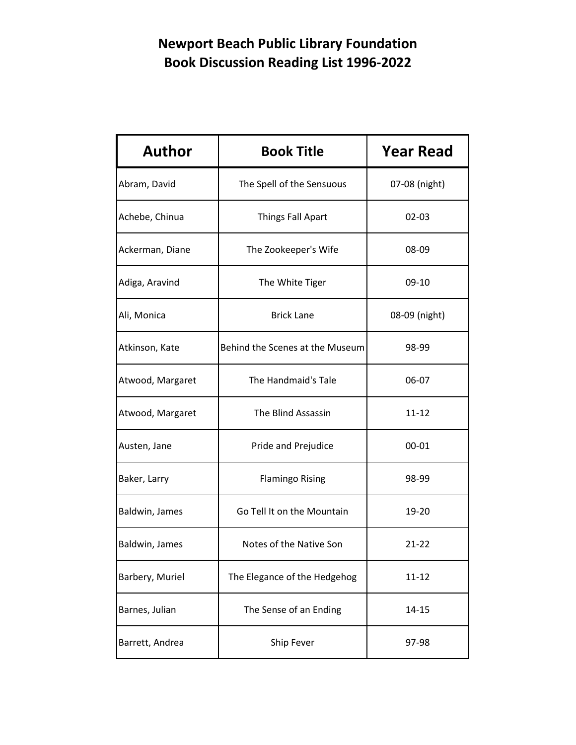# Newport Beach Public Library Foundation
# Book Discussion Reading List 1996-2022

| Author | Book Title | Year Read |
|---|---|---|
| Abram, David | The Spell of the Sensuous | 07-08 (night) |
| Achebe, Chinua | Things Fall Apart | 02-03 |
| Ackerman, Diane | The Zookeeper's Wife | 08-09 |
| Adiga, Aravind | The White Tiger | 09-10 |
| Ali, Monica | Brick Lane | 08-09 (night) |
| Atkinson, Kate | Behind the Scenes at the Museum | 98-99 |
| Atwood, Margaret | The Handmaid's Tale | 06-07 |
| Atwood, Margaret | The Blind Assassin | 11-12 |
| Austen, Jane | Pride and Prejudice | 00-01 |
| Baker, Larry | Flamingo Rising | 98-99 |
| Baldwin, James | Go Tell It on the Mountain | 19-20 |
| Baldwin, James | Notes of the Native Son | 21-22 |
| Barbery, Muriel | The Elegance of the Hedgehog | 11-12 |
| Barnes, Julian | The Sense of an Ending | 14-15 |
| Barrett, Andrea | Ship Fever | 97-98 |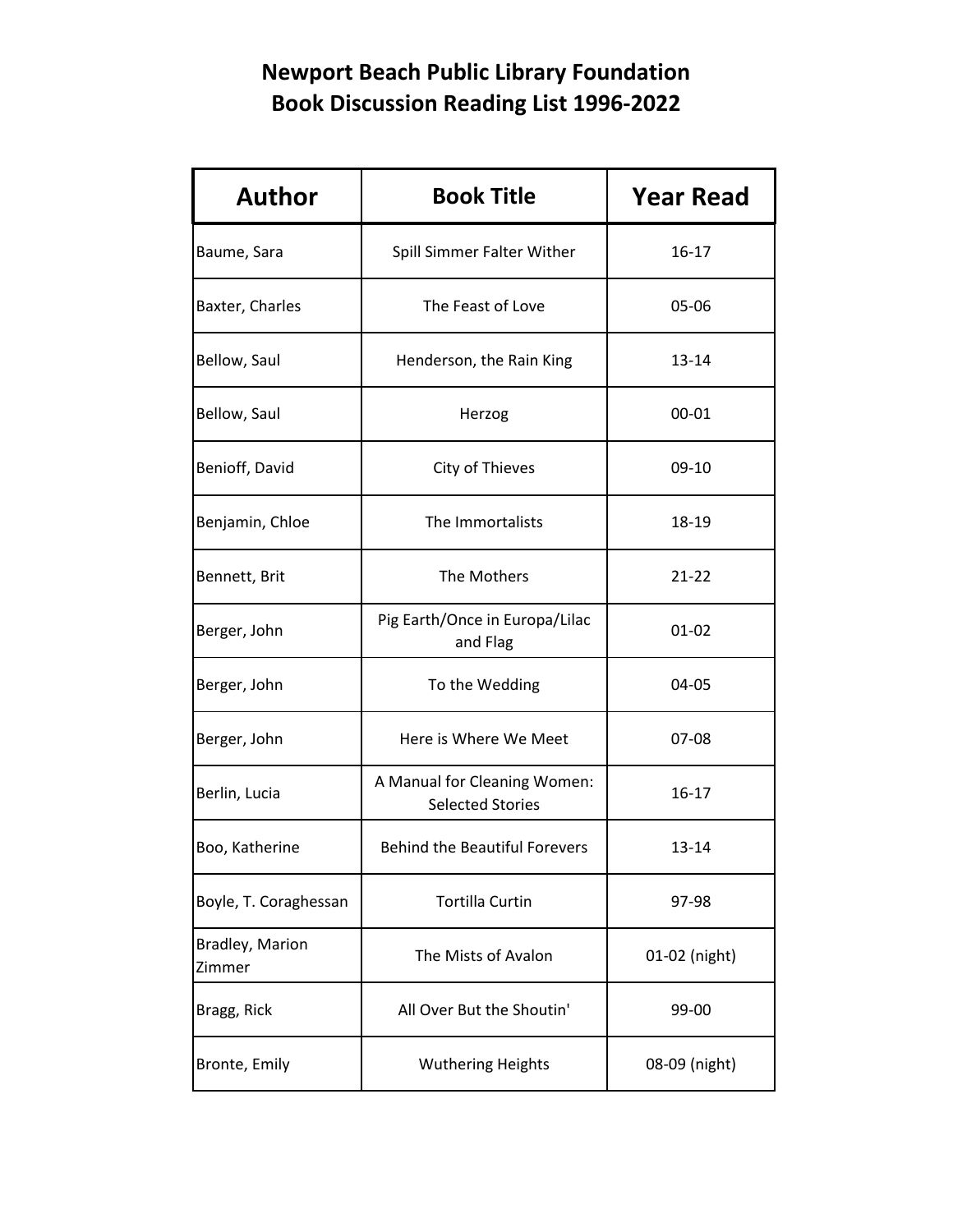# Newport Beach Public Library Foundation
# Book Discussion Reading List 1996-2022

| Author | Book Title | Year Read |
|---|---|---|
| Baume, Sara | Spill Simmer Falter Wither | 16-17 |
| Baxter, Charles | The Feast of Love | 05-06 |
| Bellow, Saul | Henderson, the Rain King | 13-14 |
| Bellow, Saul | Herzog | 00-01 |
| Benioff, David | City of Thieves | 09-10 |
| Benjamin, Chloe | The Immortalists | 18-19 |
| Bennett, Brit | The Mothers | 21-22 |
| Berger, John | Pig Earth/Once in Europa/Lilac and Flag | 01-02 |
| Berger, John | To the Wedding | 04-05 |
| Berger, John | Here is Where We Meet | 07-08 |
| Berlin, Lucia | A Manual for Cleaning Women: Selected Stories | 16-17 |
| Boo, Katherine | Behind the Beautiful Forevers | 13-14 |
| Boyle, T. Coraghessan | Tortilla Curtin | 97-98 |
| Bradley, Marion Zimmer | The Mists of Avalon | 01-02 (night) |
| Bragg, Rick | All Over But the Shoutin' | 99-00 |
| Bronte, Emily | Wuthering Heights | 08-09 (night) |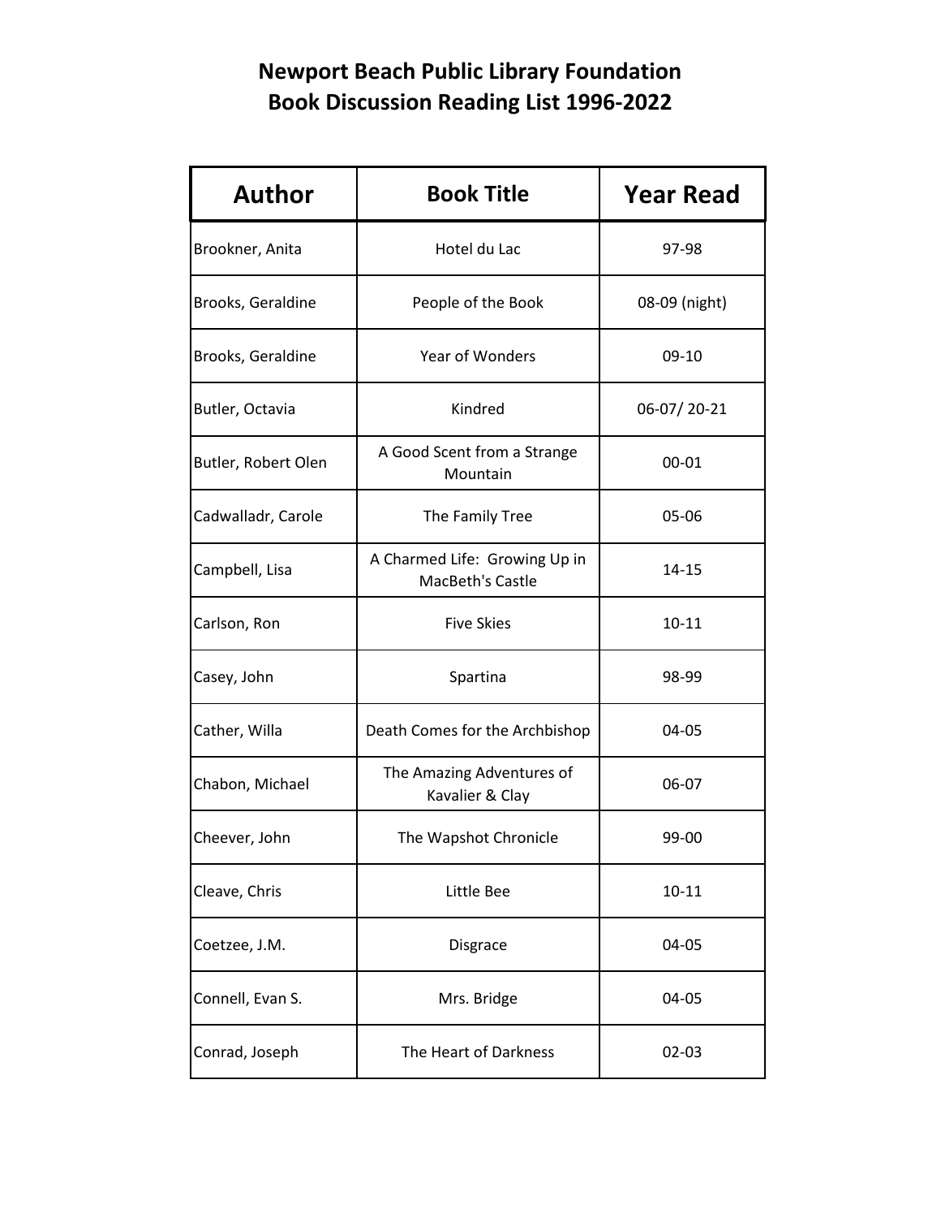# Newport Beach Public Library Foundation
# Book Discussion Reading List 1996-2022

| Author | Book Title | Year Read |
| --- | --- | --- |
| Brookner, Anita | Hotel du Lac | 97-98 |
| Brooks, Geraldine | People of the Book | 08-09 (night) |
| Brooks, Geraldine | Year of Wonders | 09-10 |
| Butler, Octavia | Kindred | 06-07/ 20-21 |
| Butler, Robert Olen | A Good Scent from a Strange Mountain | 00-01 |
| Cadwalladr, Carole | The Family Tree | 05-06 |
| Campbell, Lisa | A Charmed Life: Growing Up in MacBeth's Castle | 14-15 |
| Carlson, Ron | Five Skies | 10-11 |
| Casey, John | Spartina | 98-99 |
| Cather, Willa | Death Comes for the Archbishop | 04-05 |
| Chabon, Michael | The Amazing Adventures of Kavalier & Clay | 06-07 |
| Cheever, John | The Wapshot Chronicle | 99-00 |
| Cleave, Chris | Little Bee | 10-11 |
| Coetzee, J.M. | Disgrace | 04-05 |
| Connell, Evan S. | Mrs. Bridge | 04-05 |
| Conrad, Joseph | The Heart of Darkness | 02-03 |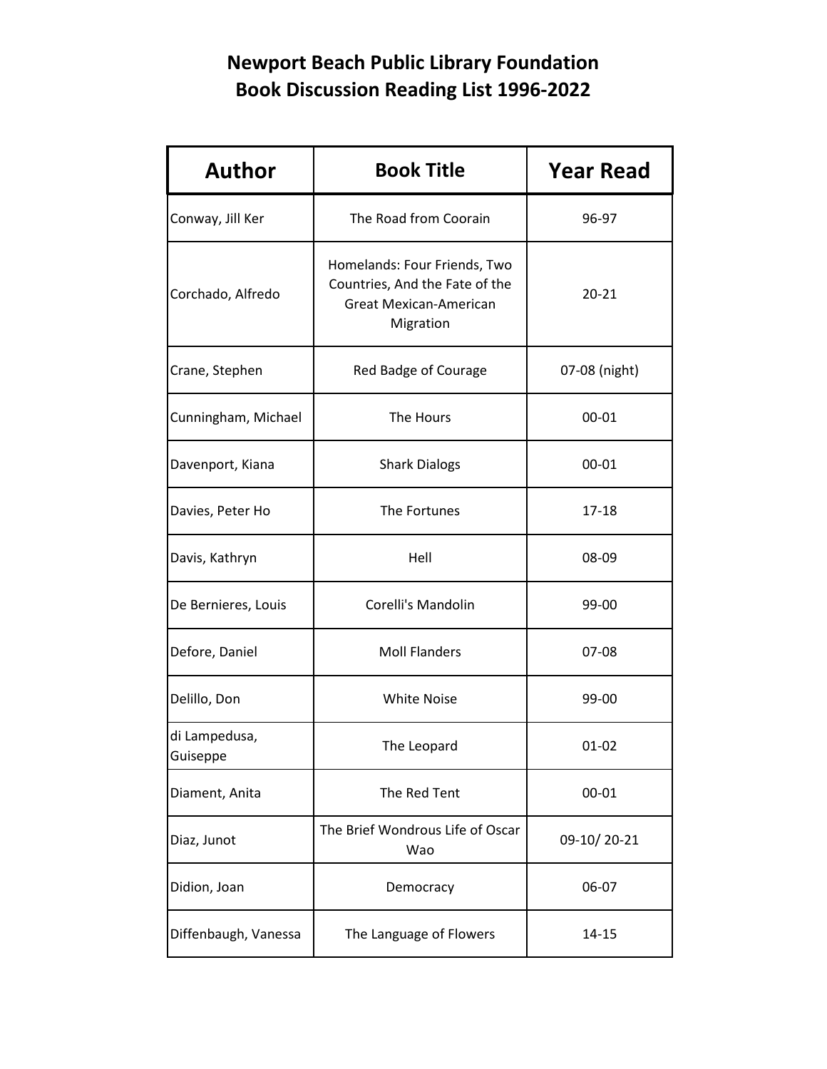# Newport Beach Public Library Foundation
## Book Discussion Reading List 1996-2022

| Author | Book Title | Year Read |
| --- | --- | --- |
| Conway, Jill Ker | The Road from Coorain | 96-97 |
| Corchado, Alfredo | Homelands: Four Friends, Two Countries, And the Fate of the Great Mexican-American Migration | 20-21 |
| Crane, Stephen | Red Badge of Courage | 07-08 (night) |
| Cunningham, Michael | The Hours | 00-01 |
| Davenport, Kiana | Shark Dialogs | 00-01 |
| Davies, Peter Ho | The Fortunes | 17-18 |
| Davis, Kathryn | Hell | 08-09 |
| De Bernieres, Louis | Corelli's Mandolin | 99-00 |
| Defore, Daniel | Moll Flanders | 07-08 |
| Delillo, Don | White Noise | 99-00 |
| di Lampedusa, Guiseppe | The Leopard | 01-02 |
| Diament, Anita | The Red Tent | 00-01 |
| Diaz, Junot | The Brief Wondrous Life of Oscar Wao | 09-10/ 20-21 |
| Didion, Joan | Democracy | 06-07 |
| Diffenbaugh, Vanessa | The Language of Flowers | 14-15 |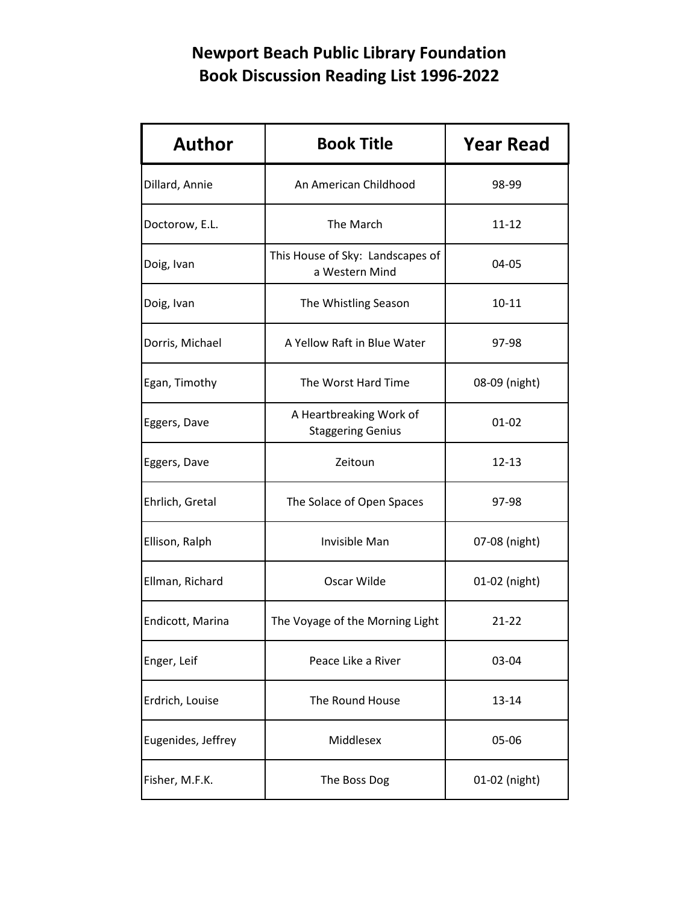# Newport Beach Public Library Foundation
# Book Discussion Reading List 1996-2022

| Author | Book Title | Year Read |
|---|---|---|
| Dillard, Annie | An American Childhood | 98-99 |
| Doctorow, E.L. | The March | 11-12 |
| Doig, Ivan | This House of Sky: Landscapes of a Western Mind | 04-05 |
| Doig, Ivan | The Whistling Season | 10-11 |
| Dorris, Michael | A Yellow Raft in Blue Water | 97-98 |
| Egan, Timothy | The Worst Hard Time | 08-09 (night) |
| Eggers, Dave | A Heartbreaking Work of Staggering Genius | 01-02 |
| Eggers, Dave | Zeitoun | 12-13 |
| Ehrlich, Gretal | The Solace of Open Spaces | 97-98 |
| Ellison, Ralph | Invisible Man | 07-08 (night) |
| Ellman, Richard | Oscar Wilde | 01-02 (night) |
| Endicott, Marina | The Voyage of the Morning Light | 21-22 |
| Enger, Leif | Peace Like a River | 03-04 |
| Erdrich, Louise | The Round House | 13-14 |
| Eugenides, Jeffrey | Middlesex | 05-06 |
| Fisher, M.F.K. | The Boss Dog | 01-02 (night) |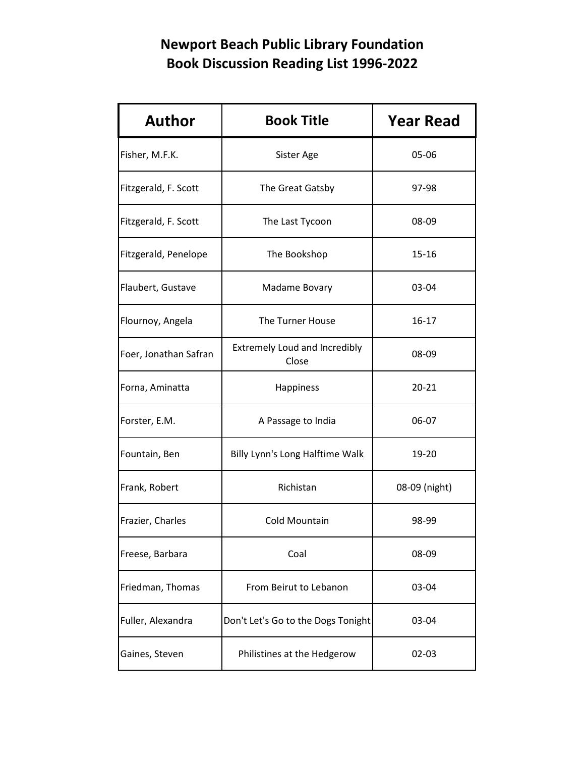# Newport Beach Public Library Foundation
## Book Discussion Reading List 1996-2022

| Author | Book Title | Year Read |
|---|---|---|
| Fisher, M.F.K. | Sister Age | 05-06 |
| Fitzgerald, F. Scott | The Great Gatsby | 97-98 |
| Fitzgerald, F. Scott | The Last Tycoon | 08-09 |
| Fitzgerald, Penelope | The Bookshop | 15-16 |
| Flaubert, Gustave | Madame Bovary | 03-04 |
| Flournoy, Angela | The Turner House | 16-17 |
| Foer, Jonathan Safran | Extremely Loud and Incredibly Close | 08-09 |
| Forna, Aminatta | Happiness | 20-21 |
| Forster, E.M. | A Passage to India | 06-07 |
| Fountain, Ben | Billy Lynn's Long Halftime Walk | 19-20 |
| Frank, Robert | Richistan | 08-09 (night) |
| Frazier, Charles | Cold Mountain | 98-99 |
| Freese, Barbara | Coal | 08-09 |
| Friedman, Thomas | From Beirut to Lebanon | 03-04 |
| Fuller, Alexandra | Don't Let's Go to the Dogs Tonight | 03-04 |
| Gaines, Steven | Philistines at the Hedgerow | 02-03 |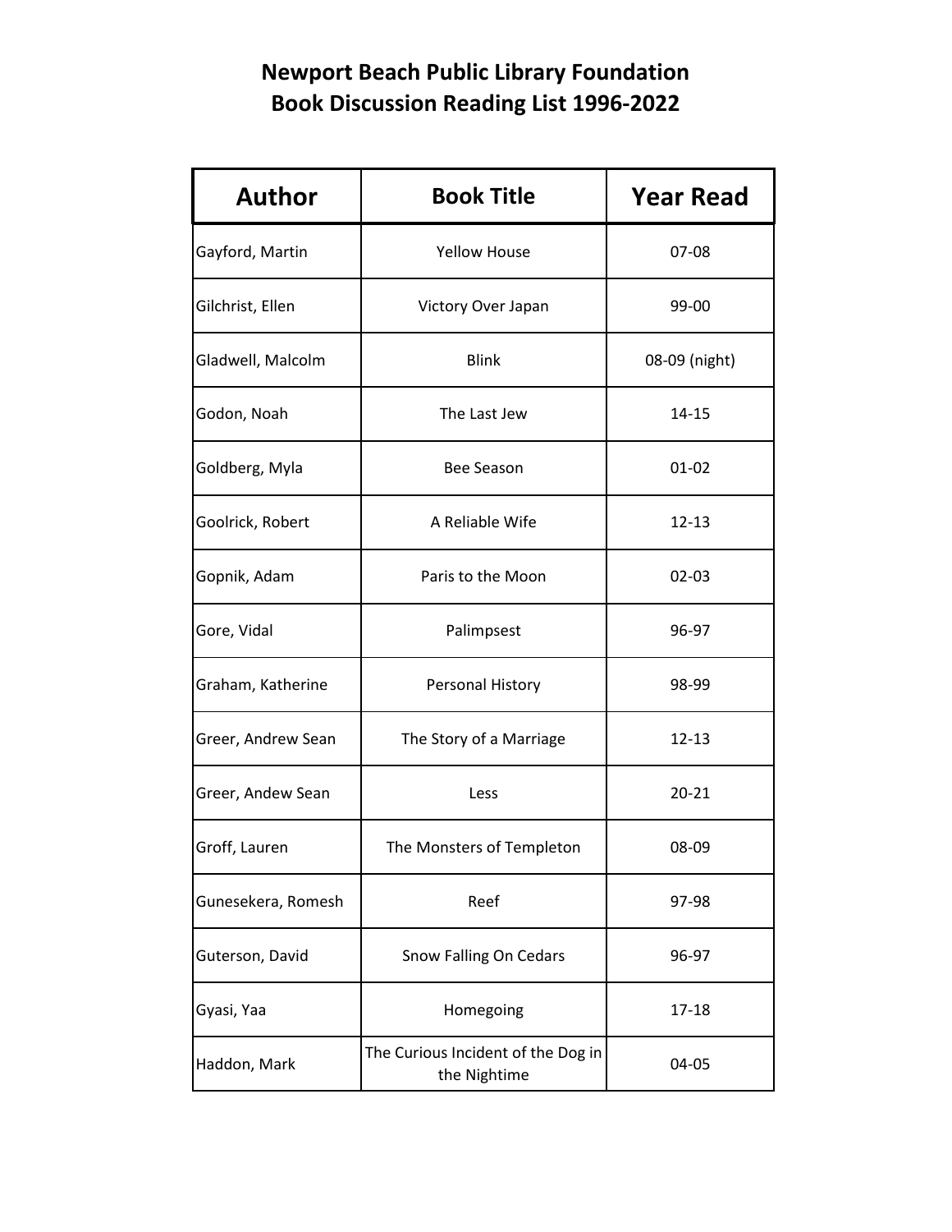# Newport Beach Public Library Foundation
## Book Discussion Reading List 1996-2022

| Author | Book Title | Year Read |
|---|---|---|
| Gayford, Martin | Yellow House | 07-08 |
| Gilchrist, Ellen | Victory Over Japan | 99-00 |
| Gladwell, Malcolm | Blink | 08-09 (night) |
| Godon, Noah | The Last Jew | 14-15 |
| Goldberg, Myla | Bee Season | 01-02 |
| Goolrick, Robert | A Reliable Wife | 12-13 |
| Gopnik, Adam | Paris to the Moon | 02-03 |
| Gore, Vidal | Palimpsest | 96-97 |
| Graham, Katherine | Personal History | 98-99 |
| Greer, Andrew Sean | The Story of a Marriage | 12-13 |
| Greer, Andew Sean | Less | 20-21 |
| Groff, Lauren | The Monsters of Templeton | 08-09 |
| Gunesekera, Romesh | Reef | 97-98 |
| Guterson, David | Snow Falling On Cedars | 96-97 |
| Gyasi, Yaa | Homegoing | 17-18 |
| Haddon, Mark | The Curious Incident of the Dog in the Nightime | 04-05 |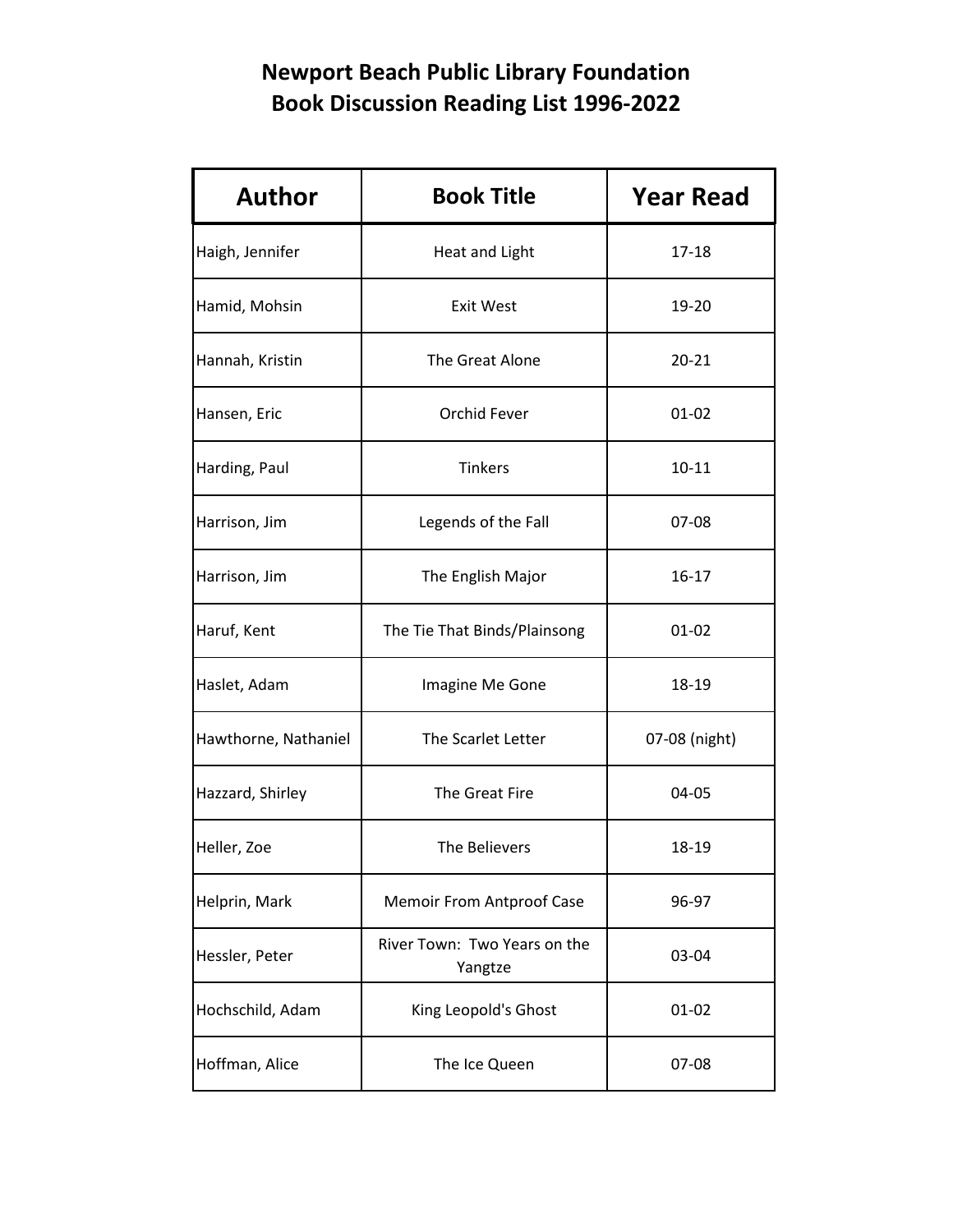# Newport Beach Public Library Foundation
# Book Discussion Reading List 1996-2022

| Author | Book Title | Year Read |
| --- | --- | --- |
| Haigh, Jennifer | Heat and Light | 17-18 |
| Hamid, Mohsin | Exit West | 19-20 |
| Hannah, Kristin | The Great Alone | 20-21 |
| Hansen, Eric | Orchid Fever | 01-02 |
| Harding, Paul | Tinkers | 10-11 |
| Harrison, Jim | Legends of the Fall | 07-08 |
| Harrison, Jim | The English Major | 16-17 |
| Haruf, Kent | The Tie That Binds/Plainsong | 01-02 |
| Haslet, Adam | Imagine Me Gone | 18-19 |
| Hawthorne, Nathaniel | The Scarlet Letter | 07-08 (night) |
| Hazzard, Shirley | The Great Fire | 04-05 |
| Heller, Zoe | The Believers | 18-19 |
| Helprin, Mark | Memoir From Antproof Case | 96-97 |
| Hessler, Peter | River Town: Two Years on the Yangtze | 03-04 |
| Hochschild, Adam | King Leopold's Ghost | 01-02 |
| Hoffman, Alice | The Ice Queen | 07-08 |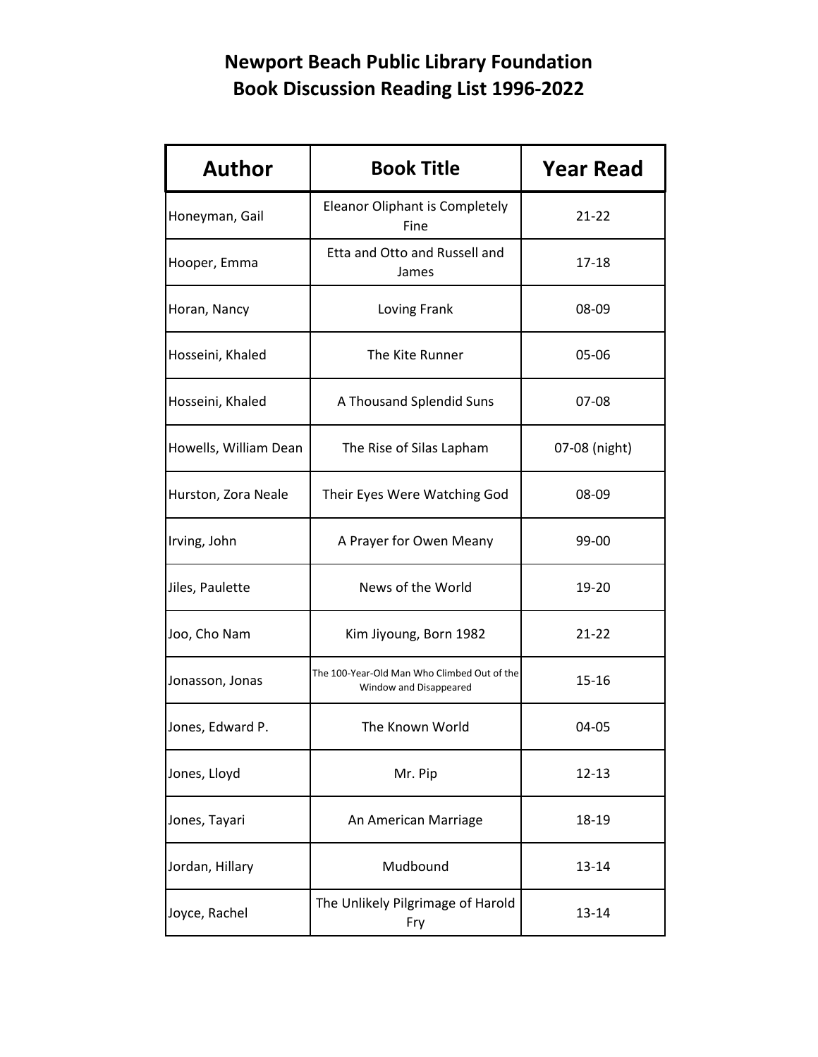# Newport Beach Public Library Foundation
# Book Discussion Reading List 1996-2022

| Author | Book Title | Year Read |
|---|---|---|
| Honeyman, Gail | Eleanor Oliphant is Completely Fine | 21-22 |
| Hooper, Emma | Etta and Otto and Russell and James | 17-18 |
| Horan, Nancy | Loving Frank | 08-09 |
| Hosseini, Khaled | The Kite Runner | 05-06 |
| Hosseini, Khaled | A Thousand Splendid Suns | 07-08 |
| Howells, William Dean | The Rise of Silas Lapham | 07-08 (night) |
| Hurston, Zora Neale | Their Eyes Were Watching God | 08-09 |
| Irving, John | A Prayer for Owen Meany | 99-00 |
| Jiles, Paulette | News of the World | 19-20 |
| Joo, Cho Nam | Kim Jiyoung, Born 1982 | 21-22 |
| Jonasson, Jonas | The 100-Year-Old Man Who Climbed Out of the Window and Disappeared | 15-16 |
| Jones, Edward P. | The Known World | 04-05 |
| Jones, Lloyd | Mr. Pip | 12-13 |
| Jones, Tayari | An American Marriage | 18-19 |
| Jordan, Hillary | Mudbound | 13-14 |
| Joyce, Rachel | The Unlikely Pilgrimage of Harold Fry | 13-14 |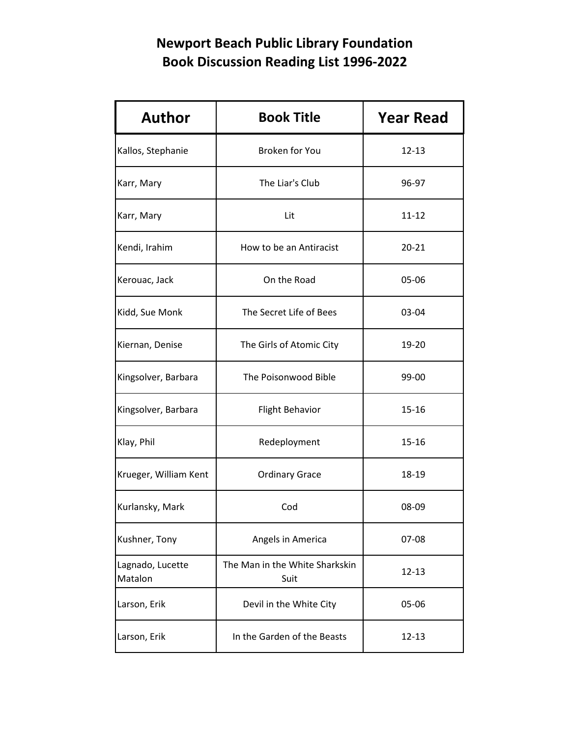# Newport Beach Public Library Foundation
# Book Discussion Reading List 1996-2022

| Author | Book Title | Year Read |
|---|---|---|
| Kallos, Stephanie | Broken for You | 12-13 |
| Karr, Mary | The Liar's Club | 96-97 |
| Karr, Mary | Lit | 11-12 |
| Kendi, Irahim | How to be an Antiracist | 20-21 |
| Kerouac, Jack | On the Road | 05-06 |
| Kidd, Sue Monk | The Secret Life of Bees | 03-04 |
| Kiernan, Denise | The Girls of Atomic City | 19-20 |
| Kingsolver, Barbara | The Poisonwood Bible | 99-00 |
| Kingsolver, Barbara | Flight Behavior | 15-16 |
| Klay, Phil | Redeployment | 15-16 |
| Krueger, William Kent | Ordinary Grace | 18-19 |
| Kurlansky, Mark | Cod | 08-09 |
| Kushner, Tony | Angels in America | 07-08 |
| Lagnado, Lucette Matalon | The Man in the White Sharkskin Suit | 12-13 |
| Larson, Erik | Devil in the White City | 05-06 |
| Larson, Erik | In the Garden of the Beasts | 12-13 |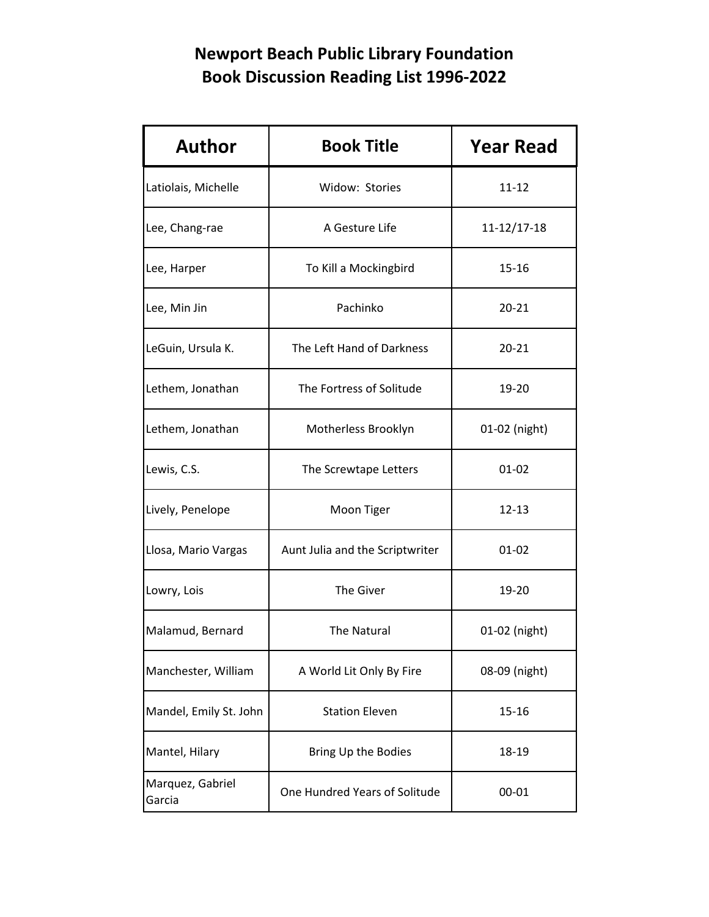# Newport Beach Public Library Foundation
## Book Discussion Reading List 1996-2022

| Author | Book Title | Year Read |
|---|---|---|
| Latiolais, Michelle | Widow:  Stories | 11-12 |
| Lee, Chang-rae | A Gesture Life | 11-12/17-18 |
| Lee, Harper | To Kill a Mockingbird | 15-16 |
| Lee, Min Jin | Pachinko | 20-21 |
| LeGuin, Ursula K. | The Left Hand of Darkness | 20-21 |
| Lethem, Jonathan | The Fortress of Solitude | 19-20 |
| Lethem, Jonathan | Motherless Brooklyn | 01-02 (night) |
| Lewis, C.S. | The Screwtape Letters | 01-02 |
| Lively, Penelope | Moon Tiger | 12-13 |
| Llosa, Mario Vargas | Aunt Julia and the Scriptwriter | 01-02 |
| Lowry, Lois | The Giver | 19-20 |
| Malamud, Bernard | The Natural | 01-02 (night) |
| Manchester, William | A World Lit Only By Fire | 08-09 (night) |
| Mandel, Emily St. John | Station Eleven | 15-16 |
| Mantel, Hilary | Bring Up the Bodies | 18-19 |
| Marquez, Gabriel Garcia | One Hundred Years of Solitude | 00-01 |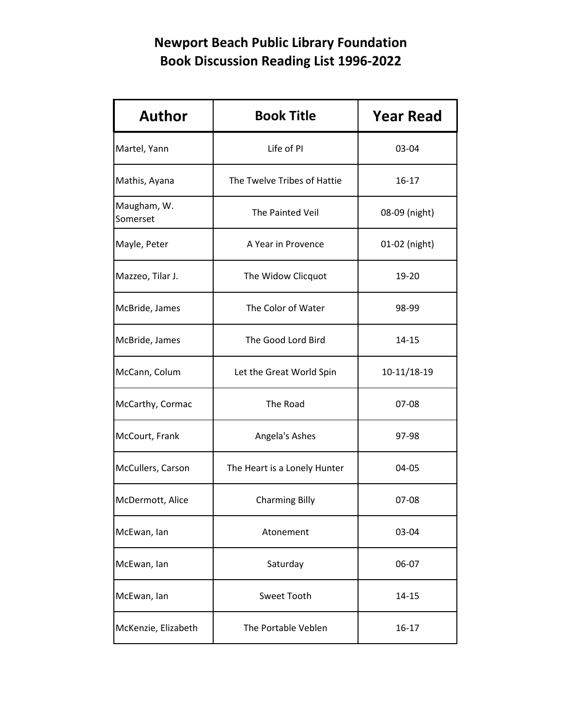# Newport Beach Public Library Foundation
## Book Discussion Reading List 1996-2022

| Author | Book Title | Year Read |
|---|---|---|
| Martel, Yann | Life of PI | 03-04 |
| Mathis, Ayana | The Twelve Tribes of Hattie | 16-17 |
| Maugham, W. Somerset | The Painted Veil | 08-09 (night) |
| Mayle, Peter | A Year in Provence | 01-02 (night) |
| Mazzeo, Tilar J. | The Widow Clicquot | 19-20 |
| McBride, James | The Color of Water | 98-99 |
| McBride, James | The Good Lord Bird | 14-15 |
| McCann, Colum | Let the Great World Spin | 10-11/18-19 |
| McCarthy, Cormac | The Road | 07-08 |
| McCourt, Frank | Angela's Ashes | 97-98 |
| McCullers, Carson | The Heart is a Lonely Hunter | 04-05 |
| McDermott, Alice | Charming Billy | 07-08 |
| McEwan, Ian | Atonement | 03-04 |
| McEwan, Ian | Saturday | 06-07 |
| McEwan, Ian | Sweet Tooth | 14-15 |
| McKenzie, Elizabeth | The Portable Veblen | 16-17 |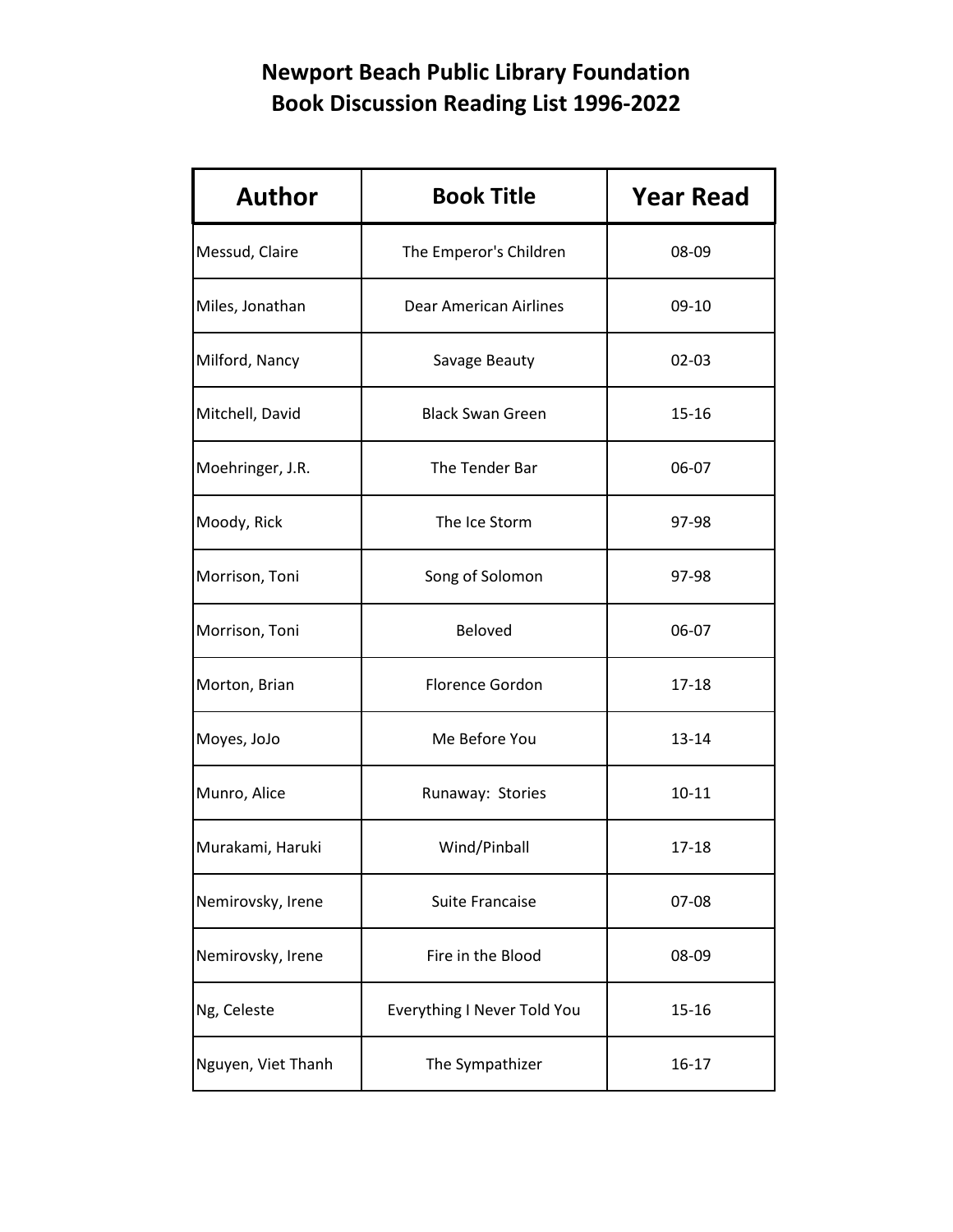# Newport Beach Public Library Foundation
## Book Discussion Reading List 1996-2022

| Author | Book Title | Year Read |
|---|---|---|
| Messud, Claire | The Emperor's Children | 08-09 |
| Miles, Jonathan | Dear American Airlines | 09-10 |
| Milford, Nancy | Savage Beauty | 02-03 |
| Mitchell, David | Black Swan Green | 15-16 |
| Moehringer, J.R. | The Tender Bar | 06-07 |
| Moody, Rick | The Ice Storm | 97-98 |
| Morrison, Toni | Song of Solomon | 97-98 |
| Morrison, Toni | Beloved | 06-07 |
| Morton, Brian | Florence Gordon | 17-18 |
| Moyes, JoJo | Me Before You | 13-14 |
| Munro, Alice | Runaway:  Stories | 10-11 |
| Murakami, Haruki | Wind/Pinball | 17-18 |
| Nemirovsky, Irene | Suite Francaise | 07-08 |
| Nemirovsky, Irene | Fire in the Blood | 08-09 |
| Ng, Celeste | Everything I Never Told You | 15-16 |
| Nguyen, Viet Thanh | The Sympathizer | 16-17 |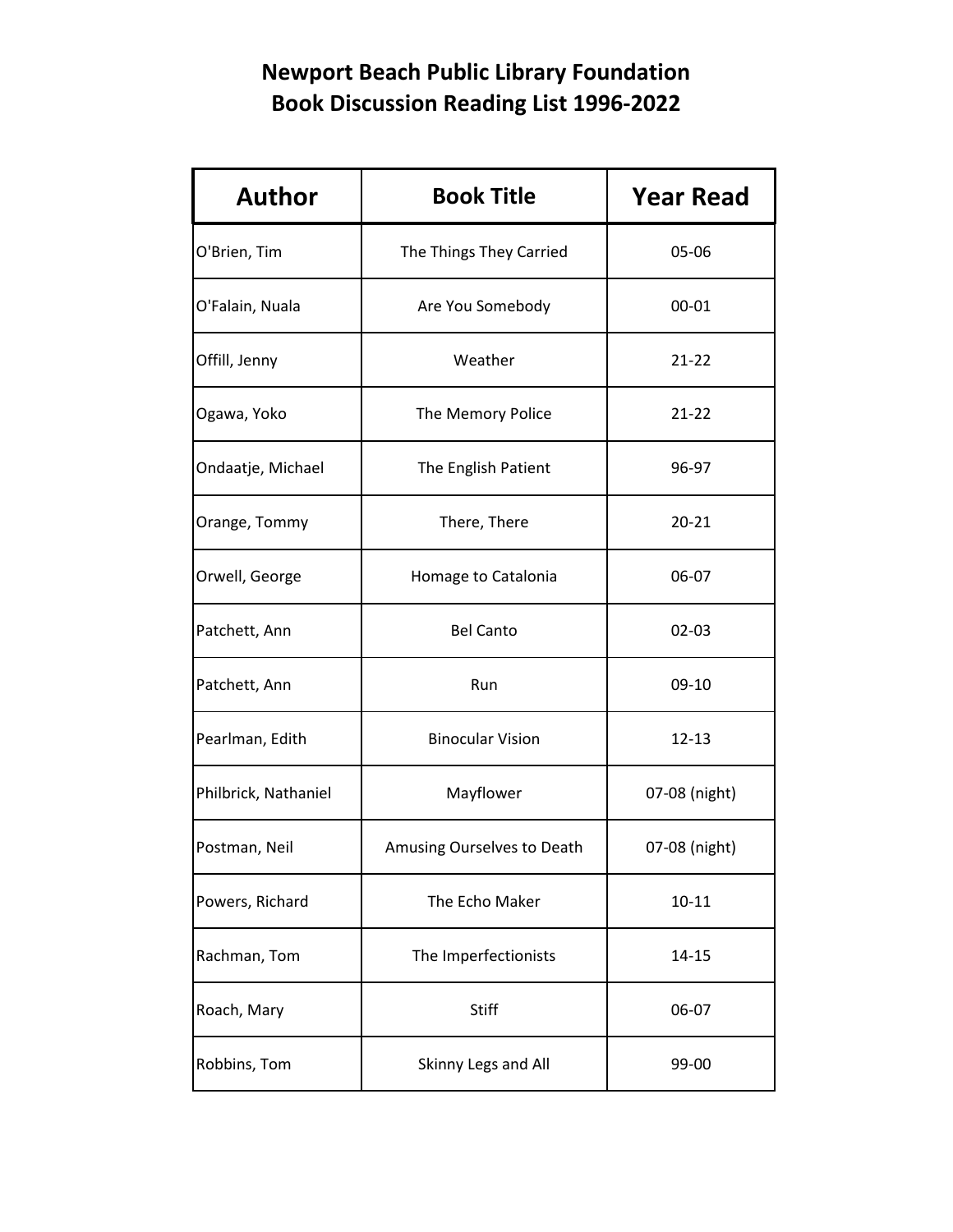# Newport Beach Public Library Foundation
## Book Discussion Reading List 1996-2022

| Author | Book Title | Year Read |
|---|---|---|
| O'Brien, Tim | The Things They Carried | 05-06 |
| O'Falain, Nuala | Are You Somebody | 00-01 |
| Offill, Jenny | Weather | 21-22 |
| Ogawa, Yoko | The Memory Police | 21-22 |
| Ondaatje, Michael | The English Patient | 96-97 |
| Orange, Tommy | There, There | 20-21 |
| Orwell, George | Homage to Catalonia | 06-07 |
| Patchett, Ann | Bel Canto | 02-03 |
| Patchett, Ann | Run | 09-10 |
| Pearlman, Edith | Binocular Vision | 12-13 |
| Philbrick, Nathaniel | Mayflower | 07-08 (night) |
| Postman, Neil | Amusing Ourselves to Death | 07-08 (night) |
| Powers, Richard | The Echo Maker | 10-11 |
| Rachman, Tom | The Imperfectionists | 14-15 |
| Roach, Mary | Stiff | 06-07 |
| Robbins, Tom | Skinny Legs and All | 99-00 |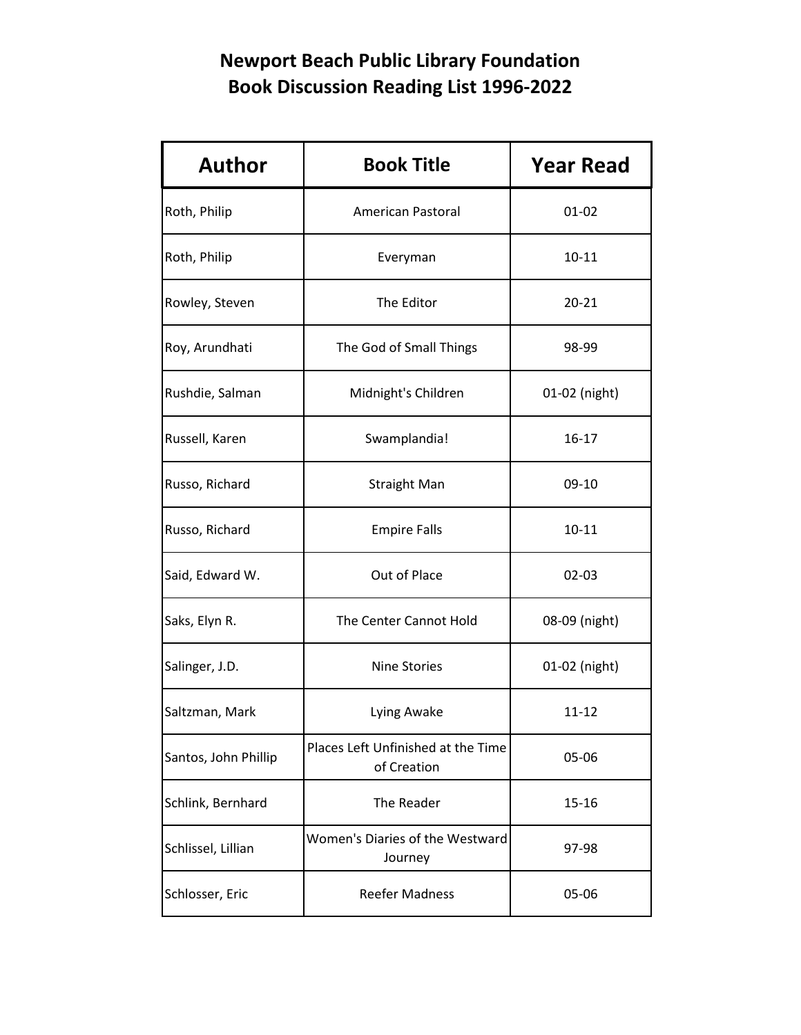# Newport Beach Public Library Foundation
# Book Discussion Reading List 1996-2022

| Author | Book Title | Year Read |
| --- | --- | --- |
| Roth, Philip | American Pastoral | 01-02 |
| Roth, Philip | Everyman | 10-11 |
| Rowley, Steven | The Editor | 20-21 |
| Roy, Arundhati | The God of Small Things | 98-99 |
| Rushdie, Salman | Midnight's Children | 01-02 (night) |
| Russell, Karen | Swamplandia! | 16-17 |
| Russo, Richard | Straight Man | 09-10 |
| Russo, Richard | Empire Falls | 10-11 |
| Said, Edward W. | Out of Place | 02-03 |
| Saks, Elyn R. | The Center Cannot Hold | 08-09 (night) |
| Salinger, J.D. | Nine Stories | 01-02 (night) |
| Saltzman, Mark | Lying Awake | 11-12 |
| Santos, John Phillip | Places Left Unfinished at the Time of Creation | 05-06 |
| Schlink, Bernhard | The Reader | 15-16 |
| Schlissel, Lillian | Women's Diaries of the Westward Journey | 97-98 |
| Schlosser, Eric | Reefer Madness | 05-06 |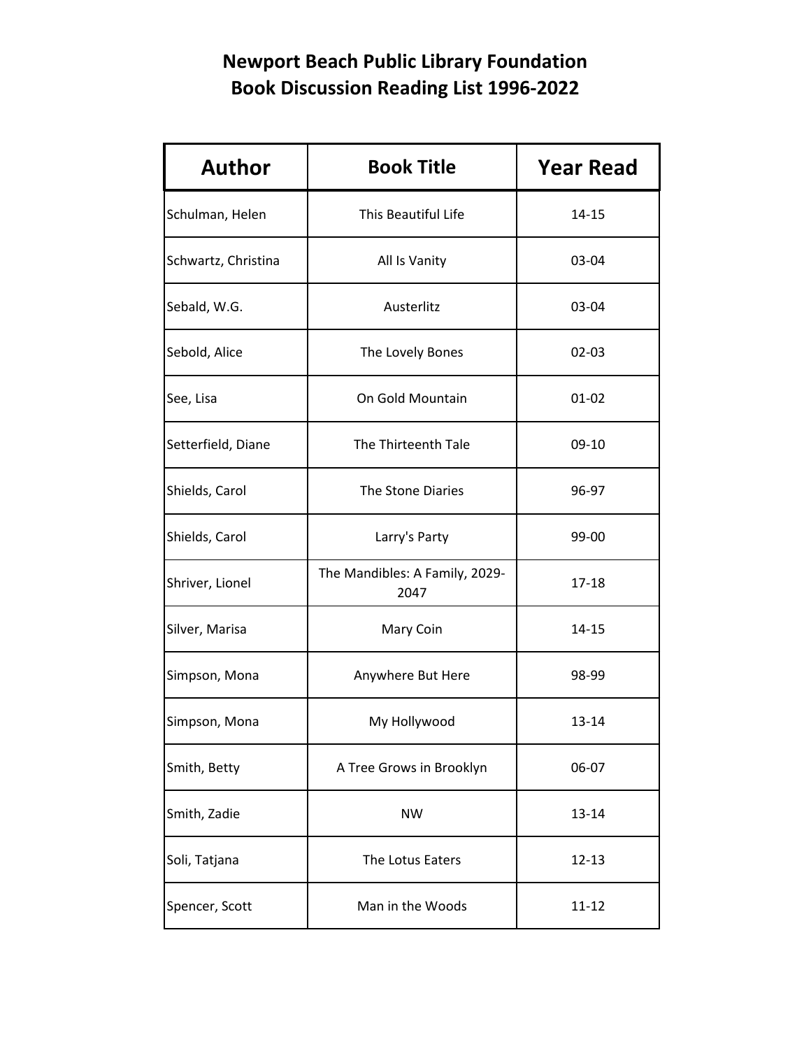# Newport Beach Public Library Foundation
# Book Discussion Reading List 1996-2022

| Author | Book Title | Year Read |
|---|---|---|
| Schulman, Helen | This Beautiful Life | 14-15 |
| Schwartz, Christina | All Is Vanity | 03-04 |
| Sebald, W.G. | Austerlitz | 03-04 |
| Sebold, Alice | The Lovely Bones | 02-03 |
| See, Lisa | On Gold Mountain | 01-02 |
| Setterfield, Diane | The Thirteenth Tale | 09-10 |
| Shields, Carol | The Stone Diaries | 96-97 |
| Shields, Carol | Larry's Party | 99-00 |
| Shriver, Lionel | The Mandibles: A Family, 2029-2047 | 17-18 |
| Silver, Marisa | Mary Coin | 14-15 |
| Simpson, Mona | Anywhere But Here | 98-99 |
| Simpson, Mona | My Hollywood | 13-14 |
| Smith, Betty | A Tree Grows in Brooklyn | 06-07 |
| Smith, Zadie | NW | 13-14 |
| Soli, Tatjana | The Lotus Eaters | 12-13 |
| Spencer, Scott | Man in the Woods | 11-12 |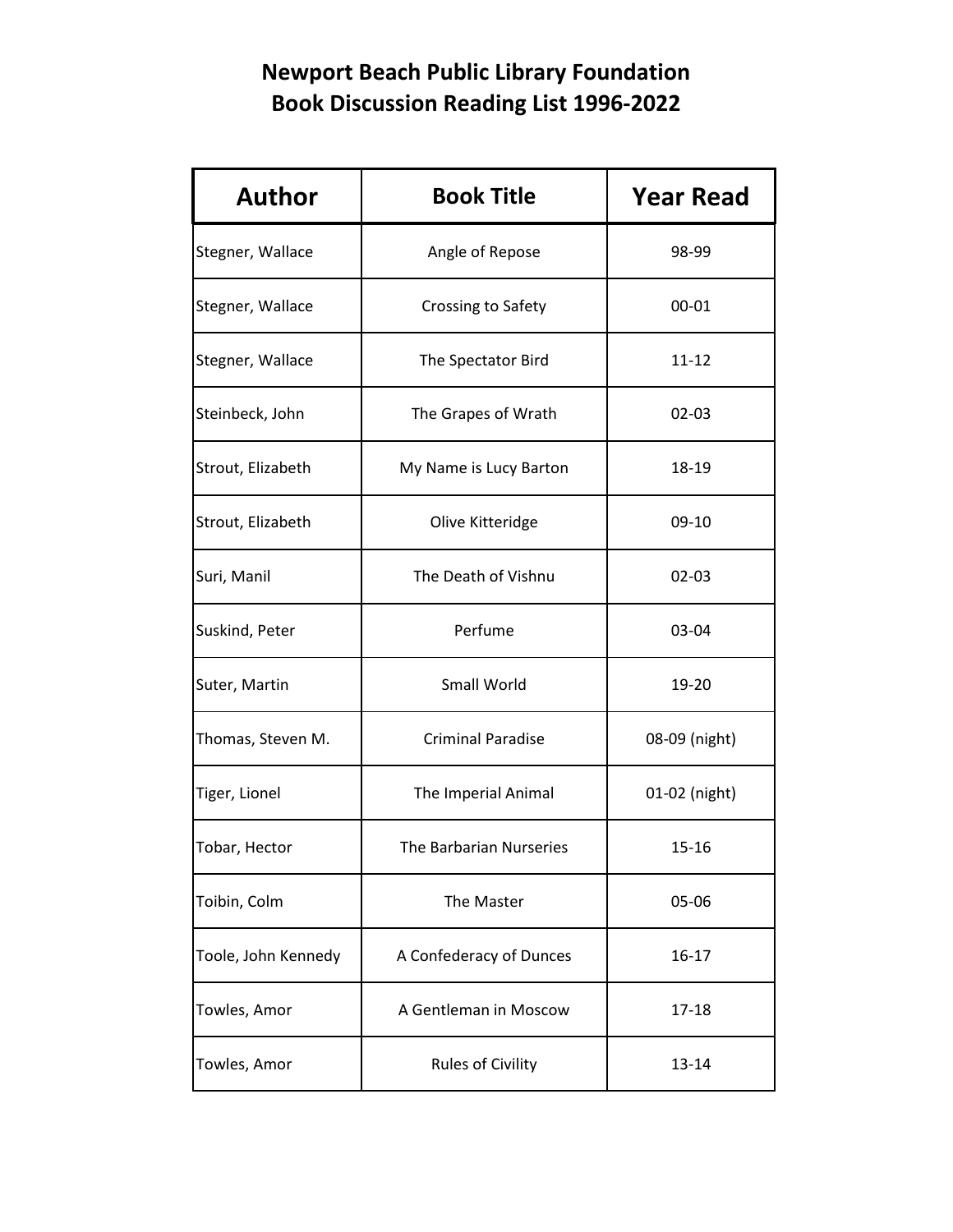# Newport Beach Public Library Foundation
# Book Discussion Reading List 1996-2022

| Author | Book Title | Year Read |
|---|---|---|
| Stegner, Wallace | Angle of Repose | 98-99 |
| Stegner, Wallace | Crossing to Safety | 00-01 |
| Stegner, Wallace | The Spectator Bird | 11-12 |
| Steinbeck, John | The Grapes of Wrath | 02-03 |
| Strout, Elizabeth | My Name is Lucy Barton | 18-19 |
| Strout, Elizabeth | Olive Kitteridge | 09-10 |
| Suri, Manil | The Death of Vishnu | 02-03 |
| Suskind, Peter | Perfume | 03-04 |
| Suter, Martin | Small World | 19-20 |
| Thomas, Steven M. | Criminal Paradise | 08-09 (night) |
| Tiger, Lionel | The Imperial Animal | 01-02 (night) |
| Tobar, Hector | The Barbarian Nurseries | 15-16 |
| Toibin, Colm | The Master | 05-06 |
| Toole, John Kennedy | A Confederacy of Dunces | 16-17 |
| Towles, Amor | A Gentleman in Moscow | 17-18 |
| Towles, Amor | Rules of Civility | 13-14 |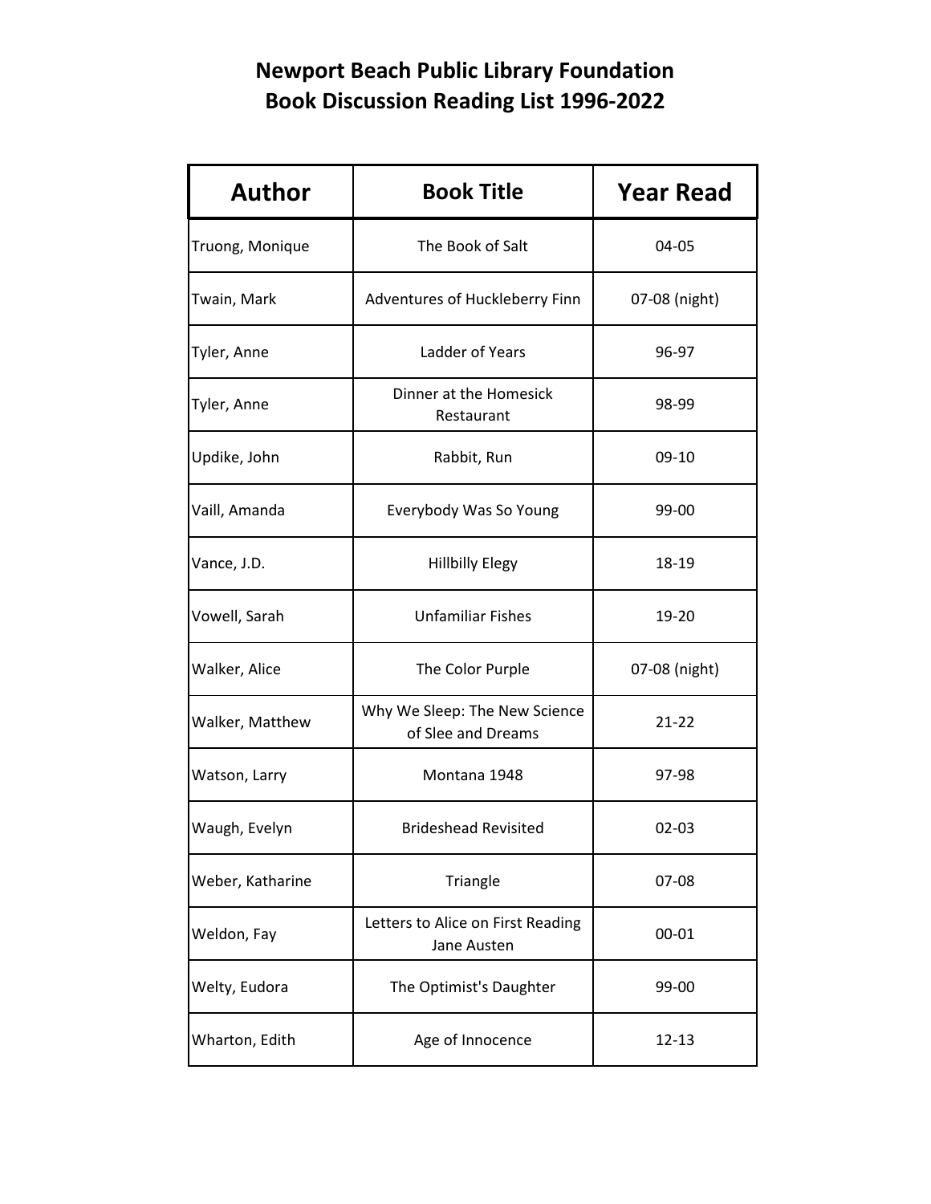# Newport Beach Public Library Foundation
# Book Discussion Reading List 1996-2022

| Author | Book Title | Year Read |
|---|---|---|
| Truong, Monique | The Book of Salt | 04-05 |
| Twain, Mark | Adventures of Huckleberry Finn | 07-08 (night) |
| Tyler, Anne | Ladder of Years | 96-97 |
| Tyler, Anne | Dinner at the Homesick Restaurant | 98-99 |
| Updike, John | Rabbit, Run | 09-10 |
| Vaill, Amanda | Everybody Was So Young | 99-00 |
| Vance, J.D. | Hillbilly Elegy | 18-19 |
| Vowell, Sarah | Unfamiliar Fishes | 19-20 |
| Walker, Alice | The Color Purple | 07-08 (night) |
| Walker, Matthew | Why We Sleep: The New Science of Slee and Dreams | 21-22 |
| Watson, Larry | Montana 1948 | 97-98 |
| Waugh, Evelyn | Brideshead Revisited | 02-03 |
| Weber, Katharine | Triangle | 07-08 |
| Weldon, Fay | Letters to Alice on First Reading Jane Austen | 00-01 |
| Welty, Eudora | The Optimist's Daughter | 99-00 |
| Wharton, Edith | Age of Innocence | 12-13 |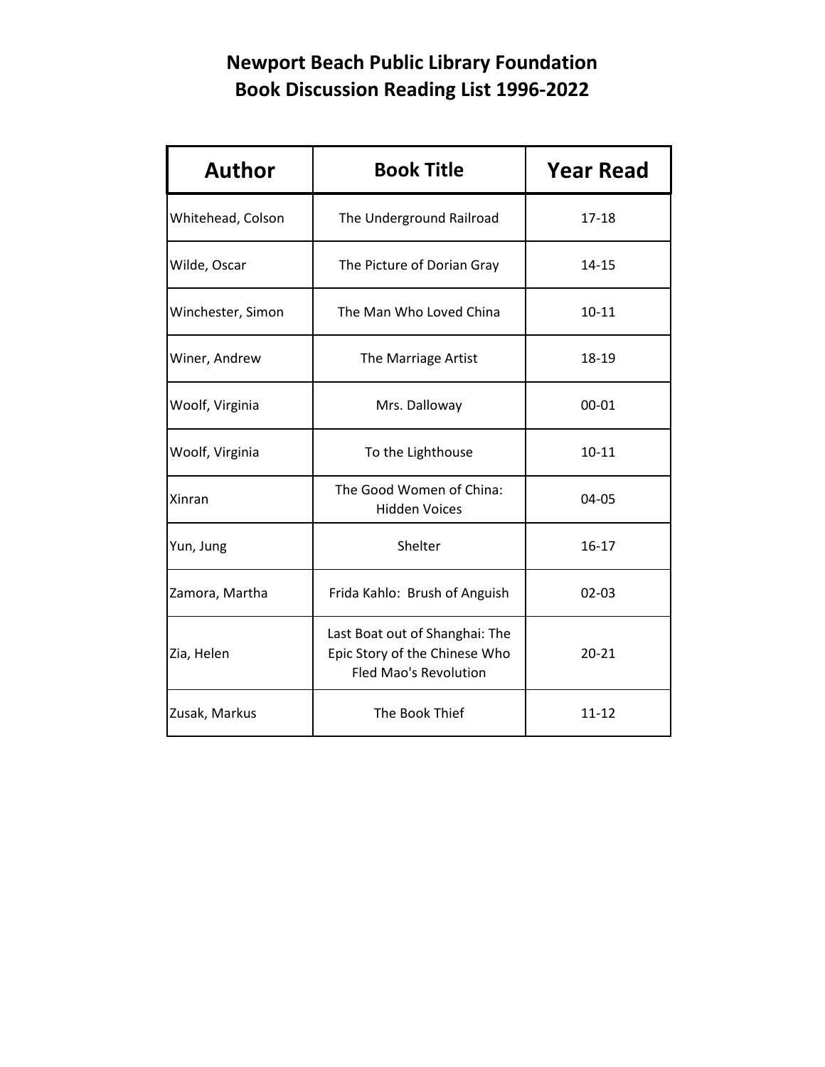**Newport Beach Public Library Foundation**
**Book Discussion Reading List 1996-2022**

| Author | Book Title | Year Read |
| --- | --- | --- |
| Whitehead, Colson | The Underground Railroad | 17-18 |
| Wilde, Oscar | The Picture of Dorian Gray | 14-15 |
| Winchester, Simon | The Man Who Loved China | 10-11 |
| Winer, Andrew | The Marriage Artist | 18-19 |
| Woolf, Virginia | Mrs. Dalloway | 00-01 |
| Woolf, Virginia | To the Lighthouse | 10-11 |
| Xinran | The Good Women of China: Hidden Voices | 04-05 |
| Yun, Jung | Shelter | 16-17 |
| Zamora, Martha | Frida Kahlo: Brush of Anguish | 02-03 |
| Zia, Helen | Last Boat out of Shanghai: The Epic Story of the Chinese Who Fled Mao's Revolution | 20-21 |
| Zusak, Markus | The Book Thief | 11-12 |